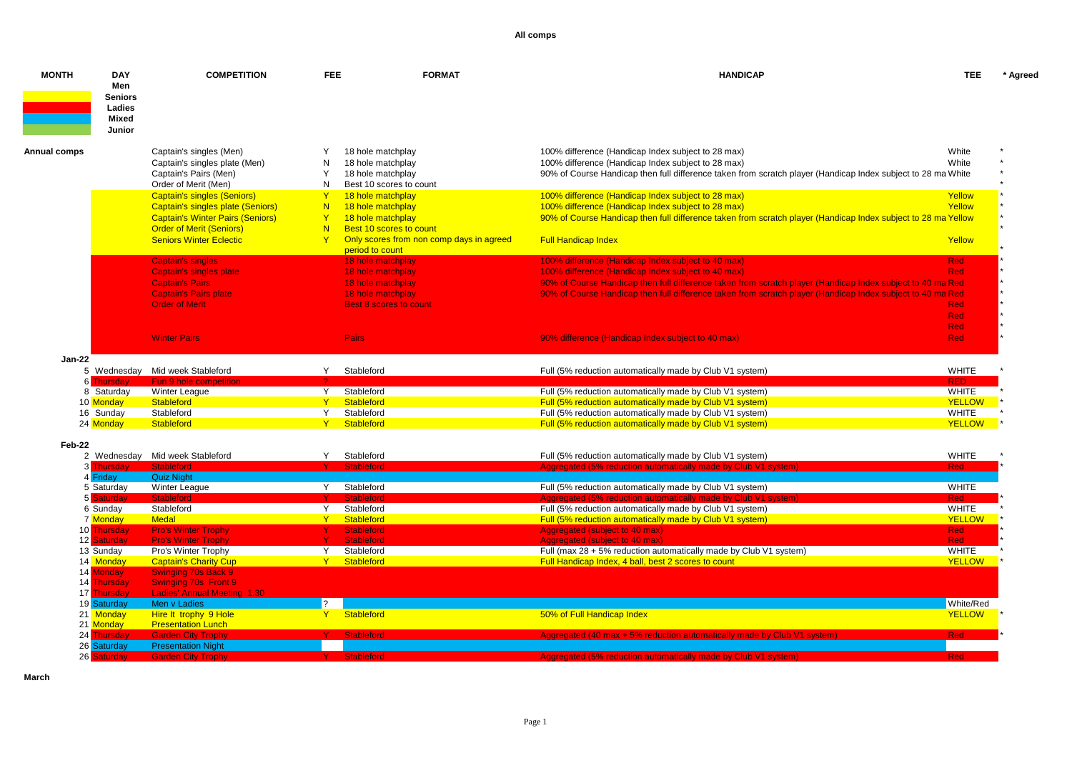**All comps**

| MONTH | DAY | COMPETITION | FEE | FORMAT | HANDICAP | TEE | * Agreed |
|---|---|---|---|---|---|---|---|
| | Men | | | | | | |
| | Seniors | | | | | | |
| | Ladies | | | | | | |
| | Mixed | | | | | | |
| | Junior | | | | | | |
| **Annual comps** | | Captain's singles (Men) | Y | 18 hole matchplay | 100% difference (Handicap Index subject to 28 max) | White | * |
| | | Captain's singles plate (Men) | N | 18 hole matchplay | 100% difference (Handicap Index subject to 28 max) | White | * |
| | | Captain's Pairs (Men) | Y | 18 hole matchplay | 90% of Course Handicap then full difference taken from scratch player (Handicap Index subject to 28 ma | White | * |
| | | Order of Merit (Men) | N | Best 10 scores to count | | | * |
| | | Captain's singles (Seniors) | Y | 18 hole matchplay | 100% difference (Handicap Index subject to 28 max) | Yellow | * |
| | | Captain's singles plate (Seniors) | N | 18 hole matchplay | 100% difference (Handicap Index subject to 28 max) | Yellow | * |
| | | Captain's Winter Pairs (Seniors) | Y | 18 hole matchplay | 90% of Course Handicap then full difference taken from scratch player (Handicap Index subject to 28 ma | Yellow | * |
| | | Order of Merit (Seniors) | N | Best 10 scores to count | | | * |
| | | Seniors Winter Eclectic | Y | Only scores from non comp days in agreed period to count | Full Handicap Index | Yellow | * |
| | | Captain's singles | | 18 hole matchplay | 100% difference (Handicap Index subject to 40 max) | Red | * |
| | | Captain's singles plate | | 18 hole matchplay | 100% difference (Handicap Index subject to 40 max) | Red | * |
| | | Captain's Pairs | | 18 hole matchplay | 90% of Course Handicap then full difference taken from scratch player (Handicap Index subject to 40 ma | Red | * |
| | | Captain's Pairs plate | | 18 hole matchplay | 90% of Course Handicap then full difference taken from scratch player (Handicap Index subject to 40 ma | Red | * |
| | | Order of Merit | | Best 8 scores to count | | Red | * |
| | | | | | | Red | * |
| | | | | | | Red | * |
| | | Winter Pairs | | Pairs | 90% difference (Handicap Index subject to 40 max) | Red | * |
| **Jan-22** | | | | | | | |
| | 5 Wednesday | Mid week Stableford | Y | Stableford | Full (5% reduction automatically made by Club V1 system) | WHITE | * |
| | 6 Thursday | Fun 9 hole competition | ? | | | RED | |
| | 8 Saturday | Winter League | Y | Stableford | Full (5% reduction automatically made by Club V1 system) | WHITE | * |
| | 10 Monday | Stableford | Y | Stableford | Full (5% reduction automatically made by Club V1 system) | YELLOW | * |
| | 16 Sunday | Stableford | Y | Stableford | Full (5% reduction automatically made by Club V1 system) | WHITE | * |
| | 24 Monday | Stableford | Y | Stableford | Full (5% reduction automatically made by Club V1 system) | YELLOW | * |
| **Feb-22** | | | | | | | |
| | 2 Wednesday | Mid week Stableford | Y | Stableford | Full (5% reduction automatically made by Club V1 system) | WHITE | * |
| | 3 Thursday | Stableford | Y | Stableford | Aggregated (5% reduction automatically made by Club V1 system) | Red | * |
| | 4 Friday | Quiz Night | | | | | |
| | 5 Saturday | Winter League | Y | Stableford | Full (5% reduction automatically made by Club V1 system) | WHITE | |
| | 5 Saturday | Stableford | Y | Stableford | Aggregated (5% reduction automatically made by Club V1 system) | Red | * |
| | 6 Sunday | Stableford | Y | Stableford | Full (5% reduction automatically made by Club V1 system) | WHITE | * |
| | 7 Monday | Medal | Y | Stableford | Full (5% reduction automatically made by Club V1 system) | YELLOW | * |
| | 10 Thursday | Pro's Winter Trophy | Y | Stableford | Aggregated (subject to 40 max) | Red | * |
| | 12 Saturday | Pro's Winter Trophy | Y | Stableford | Aggregated (subject to 40 max) | Red | * |
| | 13 Sunday | Pro's Winter Trophy | Y | Stableford | Full (max 28 + 5% reduction automatically made by Club V1 system) | WHITE | * |
| | 14 Monday | Captain's Charity Cup | Y | Stableford | Full Handicap Index, 4 ball, best 2 scores to count | YELLOW | * |
| | 14 Monday | Swinging 70s Back 9 | | | | | |
| | 14 Thursday | Swinging 70s Front 9 | | | | | |
| | 17 Thursday | Ladies' Annual Meeting 1.30 | | | | | |
| | 19 Saturday | Men v Ladies | ? | | | White/Red | |
| | 21 Monday | Hire It trophy 9 Hole | Y | Stableford | 50% of Full Handicap Index | YELLOW | * |
| | 21 Monday | Presentation Lunch | | | | | |
| | 24 Thursday | Garden City Trophy | Y | Stableford | Aggregated (40 max + 5% reduction automatically made by Club V1 system) | Red | * |
| | 26 Saturday | Presentation Night | | | | | |
| | 26 Saturday | Garden City Trophy | Y | Stableford | Aggregated (5% reduction automatically made by Club V1 system) | Red | |
| **March** | | | | | | | |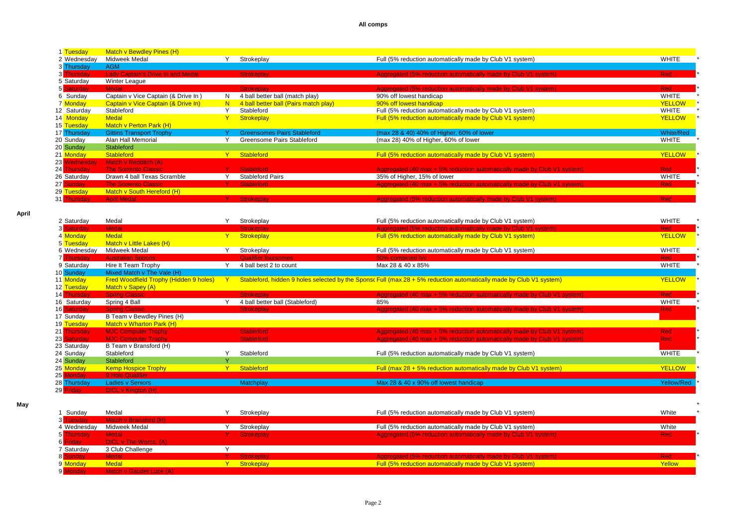**All comps**

| | | | | | | | |
|---|---|---|---|---|---|---|---|
| 1 | Tuesday | Match v Bewdley Pines (H) | | | | | |
| 2 | Wednesday | Midweek Medal | Y | Strokeplay | Full (5% reduction automatically made by Club V1 system) | WHITE | * |
| 3 | Thursday | AGM | | | | | |
| 3 | Thursday | Lady Captain's Drive In and Medal | | Strokeplay | Aggregated (5% reduction automatically made by Club V1 system) | Red | * |
| 5 | Saturday | Winter League | | | | | |
| 5 | Saturday | Medal | | Strokeplay | Aggregated (5% reduction automatically made by Club V1 system) | Red | * |
| 6 | Sunday | Captain v Vice Captain (& Drive In ) | N | 4 ball better ball (match play) | 90% off lowest handicap | WHITE | * |
| 7 | Monday | Captain v Vice Captain (& Drive In) | N | 4 ball better ball (Pairs match play) | 90% off lowest handicap | YELLOW | * |
| 12 | Saturday | Stableford | Y | Stableford | Full (5% reduction automatically made by Club V1 system) | WHITE | * |
| 14 | Monday | Medal | Y | Strokeplay | Full (5% reduction automatically made by Club V1 system) | YELLOW | * |
| 15 | Tuesday | Match v Perton Park (H) | | | | | |
| 17 | Thursday | Gittins Transport Trophy | Y | Greensomes Pairs Stableford | (max 28 & 40) 40% of Higher, 60% of lower | White/Red | |
| 20 | Sunday | Alan Hall Memorial | Y | Greensome Pairs Stableford | (max 28) 40% of Higher, 60% of lower | WHITE | * |
| 20 | Sunday | Stableford | | | | | |
| 21 | Monday | Stableford | Y | Stableford | Full (5% reduction automatically made by Club V1 system) | YELLOW | * |
| 23 | Wednesday | Match v Redditch (A) | | | | | |
| 24 | Thursday | The Sorrento Classic | Y | Stableford | Aggregated (40 max + 5% reduction automatically made by Club V1 system) | Red | * |
| 26 | Saturday | Drawn 4 ball Texas Scramble | Y | Stableford Pairs | 35% of Higher, 15% of lower | WHITE | * |
| 27 | Sunday | The Sorrento Classic | Y | Stableford | Aggregated (40 max + 5% reduction automatically made by Club V1 system) | Red | * |
| 29 | Tuesday | Match v South Hereford (H) | | | | | |
| 31 | Thursday | April Medal | Y | Strokeplay | Aggregated (5% reduction automatically made by Club V1 system) | Red | |
| **April** | | | | | | | |
| 2 | Saturday | Medal | Y | Strokeplay | Full (5% reduction automatically made by Club V1 system) | WHITE | * |
| 3 | Saturday | Medal | | Strokeplay | Aggregated (5% reduction automatically made by Club V1 system) | Red | * |
| 4 | Monday | Medal | Y | Strokeplay | Full (5% reduction automatically made by Club V1 system) | YELLOW | * |
| 5 | Tuesday | Match v Little Lakes (H) | | | | | |
| 6 | Wednesday | Midweek Medal | Y | Strokeplay | Full (5% reduction automatically made by Club V1 system) | WHITE | * |
| 7 | Thursday | Australian Spoons | | Qualifier foursomes | 50% combined h/c | Red | * |
| 9 | Saturday | Hire It Team Trophy | Y | 4 ball best 2 to count | Max 28 & 40 x 85% | WHITE | * |
| 10 | Sunday | Mixed Match v The Vale (H) | | | | | |
| 11 | Monday | Fred Woodfield Trophy (Hidden 9 holes) | Y | Stableford, hidden 9 holes selected by the Sponsor | Full (max 28 + 5% reduction automatically made by Club V1 system) | YELLOW | * |
| 12 | Tuesday | Match v Sapey (A) | | | | | |
| 14 | Thursday | Spring Classic | | Strokeplay | Aggregated (40 max + 5% reduction automatically made by Club V1 system) | Red | * |
| 16 | Saturday | Spring 4 Ball | Y | 4 ball better ball (Stableford) | 85% | WHITE | * |
| 16 | Saturday | Spring Classic | | Strokeplay | Aggregated (40 max + 5% reduction automatically made by Club V1 system) | Red | * |
| 17 | Sunday | B Team v Bewdley Pines (H) | | | | | |
| 19 | Tuesday | Match v Wharton Park (H) | | | | | |
| 21 | Thursday | MJC Computer Trophy | | Stableford | Aggregated (40 max + 5% reduction automatically made by Club V1 system) | Red | * |
| 23 | Saturday | MJC Computer Trophy | | Stableford | Aggregated (40 max + 5% reduction automatically made by Club V1 system) | Red | * |
| 23 | Saturday | B Team v Bransford (H) | | | | | |
| 24 | Sunday | Stableford | Y | Stableford | Full (5% reduction automatically made by Club V1 system) | WHITE | * |
| 24 | Sunday | Stableford | Y | | | | |
| 25 | Monday | Kemp Hospice Trophy | Y | Stableford | Full (max 28 + 5% reduction automatically made by Club V1 system) | YELLOW | * |
| 25 | Monday | 9 Hole Qualifier | | | | | |
| 28 | Thursday | Ladies v Seniors | | Matchplay | Max 28 & 40 x 90% off lowest handicap | Yellow/Red | * |
| 29 | Friday | DICL v Kington (H) | | | | | |
| **May** | | | | | | | * |
| 1 | Sunday | Medal | Y | Strokeplay | Full (5% reduction automatically made by Club V1 system) | White | * |
| 3 | Tuesday | Match v Bransford (H) | | | | | |
| 4 | Wednesday | Midweek Medal | Y | Strokeplay | Full (5% reduction automatically made by Club V1 system) | White | |
| 5 | Thursday | Medal | Y | Strokeplay | Aggregated (5% reduction automatically made by Club V1 system) | Red | * |
| 6 | Friday | DICL v The Worcs. (A) | | | | | |
| 7 | Saturday | 3 Club Challenge | Y | | | | |
| 8 | Sunday | Medal | Y | Strokeplay | Aggregated (5% reduction automatically made by Club V1 system) | Red | * |
| 9 | Monday | Medal | Y | Strokeplay | Full (5% reduction automatically made by Club V1 system) | Yellow | |
| 9 | Monday | Match v Gaudet Luce (A) | | | | | |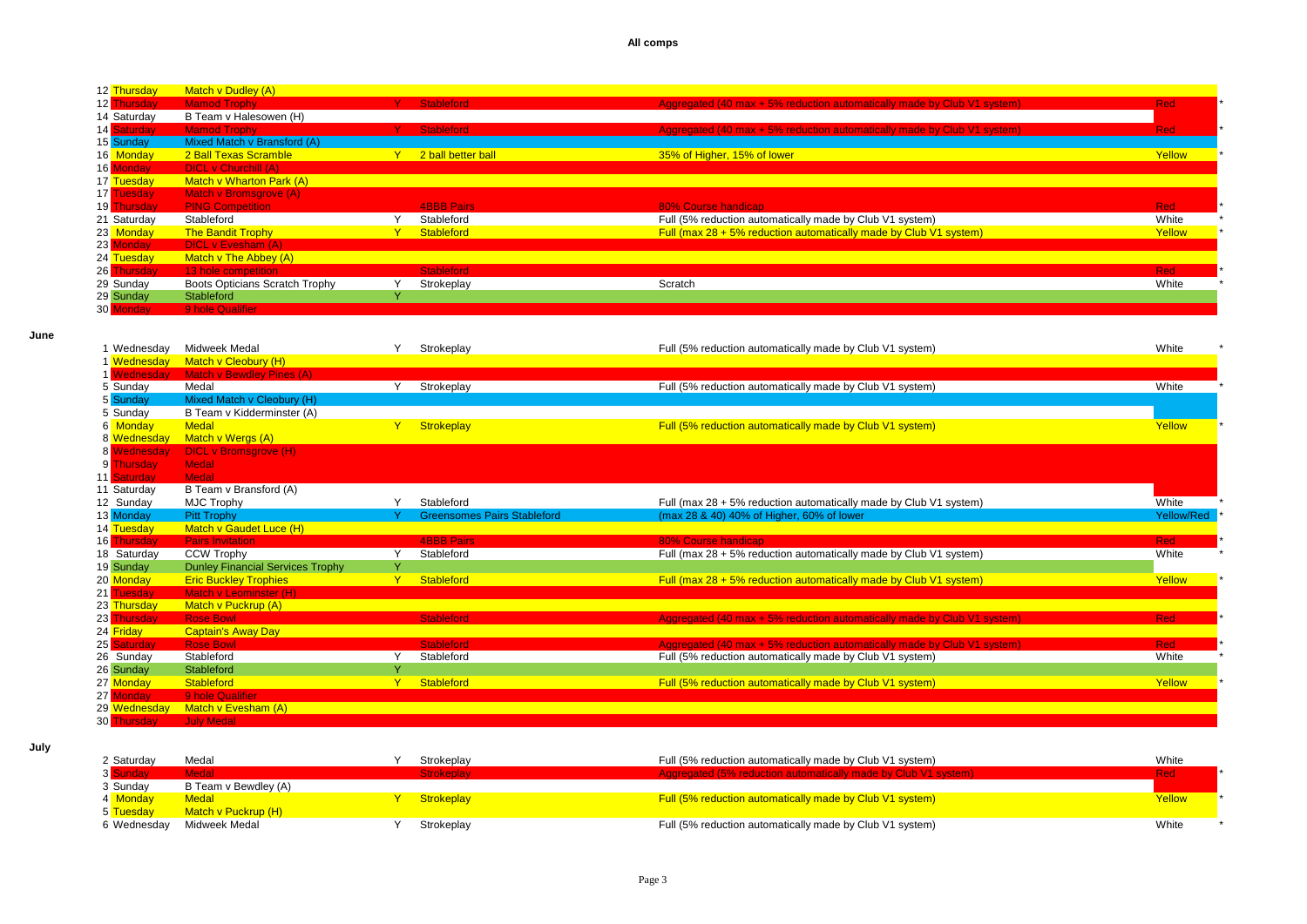**All comps**

| | Date | Day | Event | Y | Format | Handicap | Tees | |
|---|---|---|---|---|---|---|---|---|
| | 12 | Thursday | Match v Dudley (A) | | | | | |
| | 12 | Thursday | Mamod Trophy | Y | Stableford | Aggregated (40 max + 5% reduction automatically made by Club V1 system) | Red | * |
| | 14 | Saturday | B Team v Halesowen (H) | | | | | |
| | 14 | Saturday | Mamod Trophy | Y | Stableford | Aggregated (40 max + 5% reduction automatically made by Club V1 system) | Red | * |
| | 15 | Sunday | Mixed Match v Bransford (A) | | | | | |
| | 16 | Monday | 2 Ball Texas Scramble | Y | 2 ball better ball | 35% of Higher, 15% of lower | Yellow | * |
| | 16 | Monday | DICL v Churchill (A) | | | | | |
| | 17 | Tuesday | Match v Wharton Park (A) | | | | | |
| | 17 | Tuesday | Match v Bromsgrove (A) | | | | | |
| | 19 | Thursday | PING Competition | | 4BBB Pairs | 80% Course handicap | Red | * |
| | 21 | Saturday | Stableford | Y | Stableford | Full (5% reduction automatically made by Club V1 system) | White | * |
| | 23 | Monday | The Bandit Trophy | Y | Stableford | Full (max 28 + 5% reduction automatically made by Club V1 system) | Yellow | * |
| | 23 | Monday | DICL v Evesham (A) | | | | | |
| | 24 | Tuesday | Match v The Abbey (A) | | | | | |
| | 26 | Thursday | 13 hole competition | | Stableford | | Red | * |
| | 29 | Sunday | Boots Opticians Scratch Trophy | Y | Strokeplay | Scratch | White | * |
| | 29 | Sunday | Stableford | Y | | | | |
| | 30 | Monday | 9 hole Qualifier | | | | | |
| **June** | | | | | | | | |
| | 1 | Wednesday | Midweek Medal | Y | Strokeplay | Full (5% reduction automatically made by Club V1 system) | White | * |
| | 1 | Wednesday | Match v Cleobury (H) | | | | | |
| | 1 | Wednesday | Match v Bewdley Pines (A) | | | | | |
| | 5 | Sunday | Medal | Y | Strokeplay | Full (5% reduction automatically made by Club V1 system) | White | * |
| | 5 | Sunday | Mixed Match v Cleobury (H) | | | | | |
| | 5 | Sunday | B Team v Kidderminster (A) | | | | | |
| | 6 | Monday | Medal | Y | Strokeplay | Full (5% reduction automatically made by Club V1 system) | Yellow | * |
| | 8 | Wednesday | Match v Wergs (A) | | | | | |
| | 8 | Wednesday | DICL v Bromsgrove (H) | | | | | |
| | 9 | Thursday | Medal | | | | | |
| | 11 | Saturday | Medal | | | | | |
| | 11 | Saturday | B Team v Bransford (A) | | | | | |
| | 12 | Sunday | MJC Trophy | Y | Stableford | Full (max 28 + 5% reduction automatically made by Club V1 system) | White | * |
| | 13 | Monday | Pitt Trophy | Y | Greensomes Pairs Stableford | (max 28 & 40) 40% of Higher, 60% of lower | Yellow/Red | * |
| | 14 | Tuesday | Match v Gaudet Luce (H) | | | | | |
| | 16 | Thursday | Pairs Invitation | | 4BBB Pairs | 80% Course handicap | Red | * |
| | 18 | Saturday | CCW Trophy | Y | Stableford | Full (max 28 + 5% reduction automatically made by Club V1 system) | White | * |
| | 19 | Sunday | Dunley Financial Services Trophy | Y | | | | |
| | 20 | Monday | Eric Buckley Trophies | Y | Stableford | Full (max 28 + 5% reduction automatically made by Club V1 system) | Yellow | * |
| | 21 | Tuesday | Match v Leominster (H) | | | | | |
| | 23 | Thursday | Match v Puckrup (A) | | | | | |
| | 23 | Thursday | Rose Bowl | | Stableford | Aggregated (40 max + 5% reduction automatically made by Club V1 system) | Red | * |
| | 24 | Friday | Captain's Away Day | | | | | |
| | 25 | Saturday | Rose Bowl | | Stableford | Aggregated (40 max + 5% reduction automatically made by Club V1 system) | Red | * |
| | 26 | Sunday | Stableford | Y | Stableford | Full (5% reduction automatically made by Club V1 system) | White | * |
| | 26 | Sunday | Stableford | Y | | | | |
| | 27 | Monday | Stableford | Y | Stableford | Full (5% reduction automatically made by Club V1 system) | Yellow | * |
| | 27 | Monday | 9 hole Qualifier | | | | | |
| | 29 | Wednesday | Match v Evesham (A) | | | | | |
| | 30 | Thursday | July Medal | | | | | |
| **July** | | | | | | | | |
| | 2 | Saturday | Medal | Y | Strokeplay | Full (5% reduction automatically made by Club V1 system) | White | |
| | 3 | Sunday | Medal | | Strokeplay | Aggregated (5% reduction automatically made by Club V1 system) | Red | * |
| | 3 | Sunday | B Team v Bewdley (A) | | | | | |
| | 4 | Monday | Medal | Y | Strokeplay | Full (5% reduction automatically made by Club V1 system) | Yellow | * |
| | 5 | Tuesday | Match v Puckrup (H) | | | | | |
| | 6 | Wednesday | Midweek Medal | Y | Strokeplay | Full (5% reduction automatically made by Club V1 system) | White | * |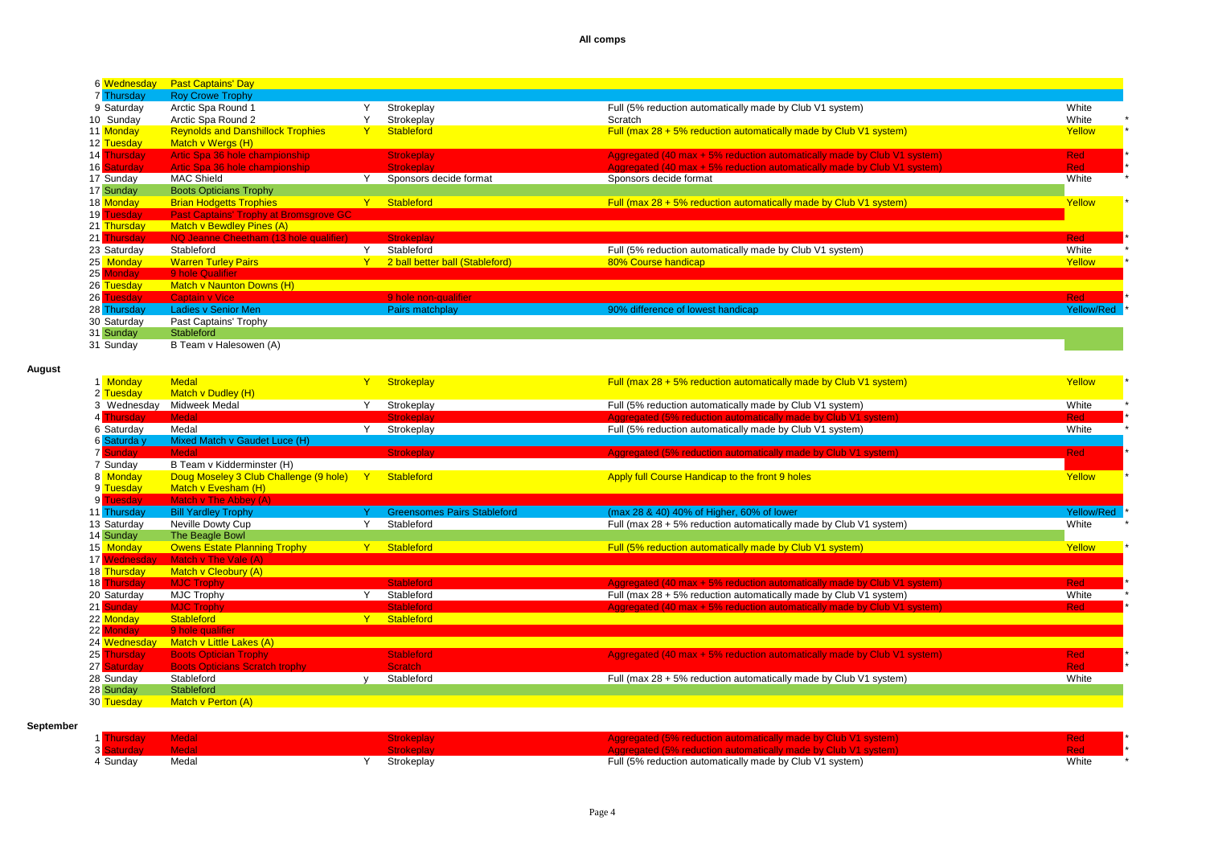**All comps**

| Date | Day | Competition | Qualifier | Format | Handicap | Tees | |
|---|---|---|---|---|---|---|---|
| 6 | Wednesday | Past Captains' Day | | | | | |
| 7 | Thursday | Roy Crowe Trophy | | | | | |
| 9 | Saturday | Arctic Spa Round 1 | Y | Strokeplay | Full (5% reduction automatically made by Club V1 system) | White | |
| 10 | Sunday | Arctic Spa Round 2 | Y | Strokeplay | Scratch | White | * |
| 11 | Monday | Reynolds and Danshillock Trophies | Y | Stableford | Full (max 28 + 5% reduction automatically made by Club V1 system) | Yellow | * |
| 12 | Tuesday | Match v Wergs (H) | | | | | |
| 14 | Thursday | Artic Spa 36 hole championship | | Strokeplay | Aggregated (40 max + 5% reduction automatically made by Club V1 system) | Red | * |
| 16 | Saturday | Artic Spa 36 hole championship | | Strokeplay | Aggregated (40 max + 5% reduction automatically made by Club V1 system) | Red | * |
| 17 | Sunday | MAC Shield | Y | Sponsors decide format | Sponsors decide format | White | * |
| 17 | Sunday | Boots Opticians Trophy | | | | | |
| 18 | Monday | Brian Hodgetts Trophies | Y | Stableford | Full (max 28 + 5% reduction automatically made by Club V1 system) | Yellow | * |
| 19 | Tuesday | Past Captains' Trophy at Bromsgrove GC | | | | | |
| 21 | Thursday | Match v Bewdley Pines (A) | | | | | |
| 21 | Thursday | NO Jeanne Cheetham (13 hole qualifier) | | Strokeplay | | Red | * |
| 23 | Saturday | Stableford | Y | Stableford | Full (5% reduction automatically made by Club V1 system) | White | * |
| 25 | Monday | Warren Turley Pairs | Y | 2 ball better ball (Stableford) | 80% Course handicap | Yellow | * |
| 25 | Monday | 9 hole Qualifier | | | | | |
| 26 | Tuesday | Match v Naunton Downs (H) | | | | | |
| 26 | Tuesday | Captain v Vice | | 9 hole non-qualifier | | Red | * |
| 28 | Thursday | Ladies v Senior Men | | Pairs matchplay | 90% difference of lowest handicap | Yellow/Red | * |
| 30 | Saturday | Past Captains' Trophy | | | | | |
| 31 | Sunday | Stableford | | | | | |
| 31 | Sunday | B Team v Halesowen (A) | | | | | |

**August**

| Date | Day | Competition | Qualifier | Format | Handicap | Tees | |
|---|---|---|---|---|---|---|---|
| 1 | Monday | Medal | Y | Strokeplay | Full (max 28 + 5% reduction automatically made by Club V1 system) | Yellow | * |
| 2 | Tuesday | Match v Dudley (H) | | | | | |
| 3 | Wednesday | Midweek Medal | Y | Strokeplay | Full (5% reduction automatically made by Club V1 system) | White | * |
| 4 | Thursday | Medal | | Strokeplay | Aggregated (5% reduction automatically made by Club V1 system) | Red | * |
| 6 | Saturday | Medal | Y | Strokeplay | Full (5% reduction automatically made by Club V1 system) | White | * |
| 6 | Saturda y | Mixed Match v Gaudet Luce (H) | | | | | |
| 7 | Sunday | Medal | | Strokeplay | Aggregated (5% reduction automatically made by Club V1 system) | Red | * |
| 7 | Sunday | B Team v Kidderminster (H) | | | | | |
| 8 | Monday | Doug Moseley 3 Club Challenge (9 hole) | Y | Stableford | Apply full Course Handicap to the front 9 holes | Yellow | * |
| 9 | Tuesday | Match v Evesham (H) | | | | | |
| 9 | Tuesday | Match v The Abbey (A) | | | | | |
| 11 | Thursday | Bill Yardley Trophy | Y | Greensomes Pairs Stableford | (max 28 & 40) 40% of Higher, 60% of lower | Yellow/Red | * |
| 13 | Saturday | Neville Dowty Cup | Y | Stableford | Full (max 28 + 5% reduction automatically made by Club V1 system) | White | * |
| 14 | Sunday | The Beagle Bowl | | | | | |
| 15 | Monday | Owens Estate Planning Trophy | Y | Stableford | Full (5% reduction automatically made by Club V1 system) | Yellow | * |
| 17 | Wednesday | Match v The Vale (A) | | | | | |
| 18 | Thursday | Match v Cleobury (A) | | | | | |
| 18 | Thursday | MJC Trophy | | Stableford | Aggregated (40 max + 5% reduction automatically made by Club V1 system) | Red | * |
| 20 | Saturday | MJC Trophy | Y | Stableford | Full (max 28 + 5% reduction automatically made by Club V1 system) | White | * |
| 21 | Sunday | MJC Trophy | | Stableford | Aggregated (40 max + 5% reduction automatically made by Club V1 system) | Red | * |
| 22 | Monday | Stableford | Y | Stableford | | | |
| 22 | Monday | 9 hole qualifier | | | | | |
| 24 | Wednesday | Match v Little Lakes (A) | | | | | |
| 25 | Thursday | Boots Optician Trophy | | Stableford | Aggregated (40 max + 5% reduction automatically made by Club V1 system) | Red | * |
| 27 | Saturday | Boots Opticians Scratch trophy | | Scratch | | Red | * |
| 28 | Sunday | Stableford | y | Stableford | Full (max 28 + 5% reduction automatically made by Club V1 system) | White | |
| 28 | Sunday | Stableford | | | | | |
| 30 | Tuesday | Match v Perton (A) | | | | | |

**September**

| Date | Day | Competition | Qualifier | Format | Handicap | Tees | |
|---|---|---|---|---|---|---|---|
| 1 | Thursday | Medal | | Strokeplay | Aggregated (5% reduction automatically made by Club V1 system) | Red | * |
| 3 | Saturday | Medal | | Strokeplay | Aggregated (5% reduction automatically made by Club V1 system) | Red | * |
| 4 | Sunday | Medal | Y | Strokeplay | Full (5% reduction automatically made by Club V1 system) | White | * |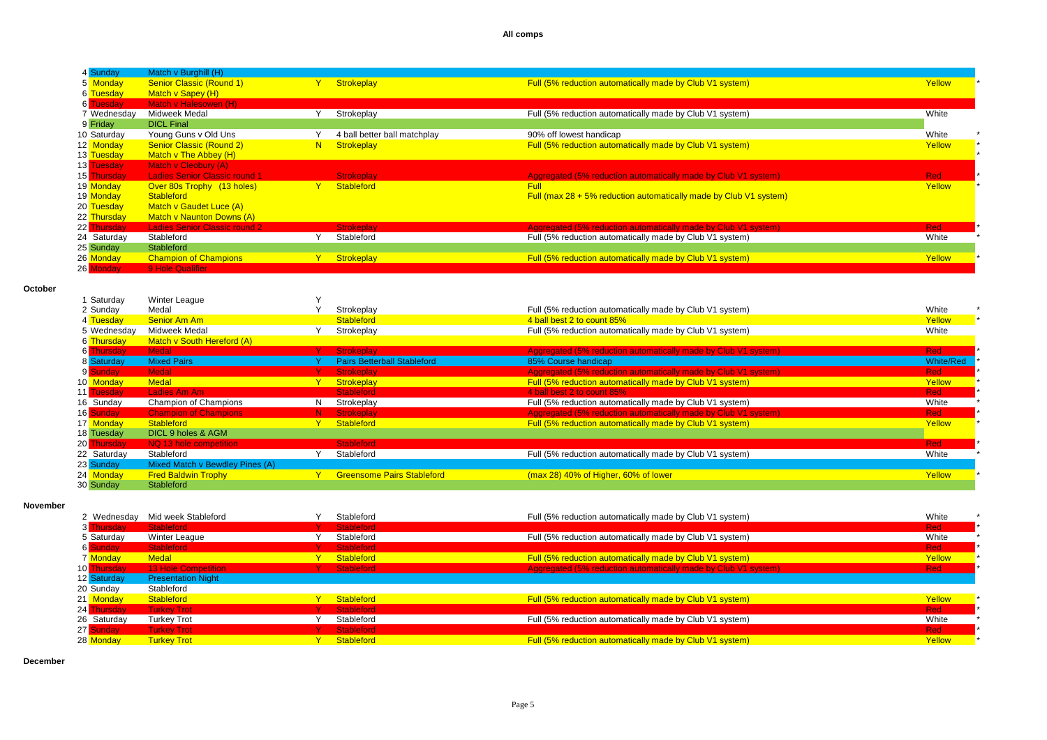**All comps**

| Date | Day | Competition | | Format | Handicap | Tee | |
|---|---|---|---|---|---|---|---|
| 4 | Sunday | Match v Burghill (H) | | | | | |
| 5 | Monday | Senior Classic (Round 1) | Y | Strokeplay | Full (5% reduction automatically made by Club V1 system) | Yellow | * |
| 6 | Tuesday | Match v Sapey (H) | | | | | |
| 6 | Tuesday | Match v Halesowen (H) | | | | | |
| 7 | Wednesday | Midweek Medal | Y | Strokeplay | Full (5% reduction automatically made by Club V1 system) | White | |
| 9 | Friday | DICL Final | | | | | |
| 10 | Saturday | Young Guns v Old Uns | Y | 4 ball better ball matchplay | 90% off lowest handicap | White | * |
| 12 | Monday | Senior Classic (Round 2) | N | Strokeplay | Full (5% reduction automatically made by Club V1 system) | Yellow | * |
| 13 | Tuesday | Match v The Abbey (H) | | | | | * |
| 13 | Tuesday | Match v Cleobury (A) | | | | | |
| 15 | Thursday | Ladies Senior Classic round 1 | | Strokeplay | Aggregated (5% reduction automatically made by Club V1 system) | Red | * |
| 19 | Monday | Over 80s Trophy (13 holes) | Y | Stableford | Full | Yellow | * |
| 19 | Monday | Stableford | | | Full (max 28 + 5% reduction automatically made by Club V1 system) | | |
| 20 | Tuesday | Match v Gaudet Luce (A) | | | | | |
| 22 | Thursday | Match v Naunton Downs (A) | | | | | |
| 22 | Thursday | Ladies Senior Classic round 2 | | Strokeplay | Aggregated (5% reduction automatically made by Club V1 system) | Red | * |
| 24 | Saturday | Stableford | Y | Stableford | Full (5% reduction automatically made by Club V1 system) | White | * |
| 25 | Sunday | Stableford | | | | | |
| 26 | Monday | Champion of Champions | Y | Strokeplay | Full (5% reduction automatically made by Club V1 system) | Yellow | * |
| 26 | Monday | 9 Hole Qualifier | | | | | |

**October**

| Date | Day | Competition | | Format | Handicap | Tee | |
|---|---|---|---|---|---|---|---|
| 1 | Saturday | Winter League | Y | | | | |
| 2 | Sunday | Medal | Y | Strokeplay | Full (5% reduction automatically made by Club V1 system) | White | * |
| 4 | Tuesday | Senior Am Am | | Stableford | 4 ball best 2 to count 85% | Yellow | * |
| 5 | Wednesday | Midweek Medal | Y | Strokeplay | Full (5% reduction automatically made by Club V1 system) | White | |
| 6 | Thursday | Match v South Hereford (A) | | | | | |
| 6 | Thursday | Medal | Y | Strokeplay | Aggregated (5% reduction automatically made by Club V1 system) | Red | * |
| 8 | Saturday | Mixed Pairs | Y | Pairs Betterball Stableford | 85% Course handicap | White/Red | * |
| 9 | Sunday | Medal | Y | Strokeplay | Aggregated (5% reduction automatically made by Club V1 system) | Red | * |
| 10 | Monday | Medal | Y | Strokeplay | Full (5% reduction automatically made by Club V1 system) | Yellow | * |
| 11 | Tuesday | Ladies Am Am | | Stableford | 4 ball best 2 to count 85% | Red | * |
| 16 | Sunday | Champion of Champions | N | Strokeplay | Full (5% reduction automatically made by Club V1 system) | White | * |
| 16 | Sunday | Champion of Champions | N | Strokeplay | Aggregated (5% reduction automatically made by Club V1 system) | Red | * |
| 17 | Monday | Stableford | Y | Stableford | Full (5% reduction automatically made by Club V1 system) | Yellow | * |
| 18 | Tuesday | DICL 9 holes & AGM | | | | | |
| 20 | Thursday | NQ 13 hole competition | | Stableford | | Red | * |
| 22 | Saturday | Stableford | Y | Stableford | Full (5% reduction automatically made by Club V1 system) | White | * |
| 23 | Sunday | Mixed Match v Bewdley Pines (A) | | | | | |
| 24 | Monday | Fred Baldwin Trophy | Y | Greensome Pairs Stableford | (max 28) 40% of Higher, 60% of lower | Yellow | * |
| 30 | Sunday | Stableford | | | | | |

**November**

| Date | Day | Competition | | Format | Handicap | Tee | |
|---|---|---|---|---|---|---|---|
| 2 | Wednesday | Mid week Stableford | Y | Stableford | Full (5% reduction automatically made by Club V1 system) | White | * |
| 3 | Thursday | Stableford | Y | Stableford | | Red | * |
| 5 | Saturday | Winter League | Y | Stableford | Full (5% reduction automatically made by Club V1 system) | White | * |
| 6 | Sunday | Stableford | Y | Stableford | | Red | * |
| 7 | Monday | Medal | Y | Stableford | Full (5% reduction automatically made by Club V1 system) | Yellow | * |
| 10 | Thursday | 13 Hole Competition | Y | Stableford | Aggregated (5% reduction automatically made by Club V1 system) | Red | * |
| 12 | Saturday | Presentation Night | | | | | |
| 20 | Sunday | Stableford | | | | | |
| 21 | Monday | Stableford | Y | Stableford | Full (5% reduction automatically made by Club V1 system) | Yellow | * |
| 24 | Thursday | Turkey Trot | Y | Stableford | | Red | * |
| 26 | Saturday | Turkey Trot | Y | Stableford | Full (5% reduction automatically made by Club V1 system) | White | * |
| 27 | Sunday | Turkey Trot | Y | Stableford | | Red | * |
| 28 | Monday | Turkey Trot | Y | Stableford | Full (5% reduction automatically made by Club V1 system) | Yellow | * |

**December**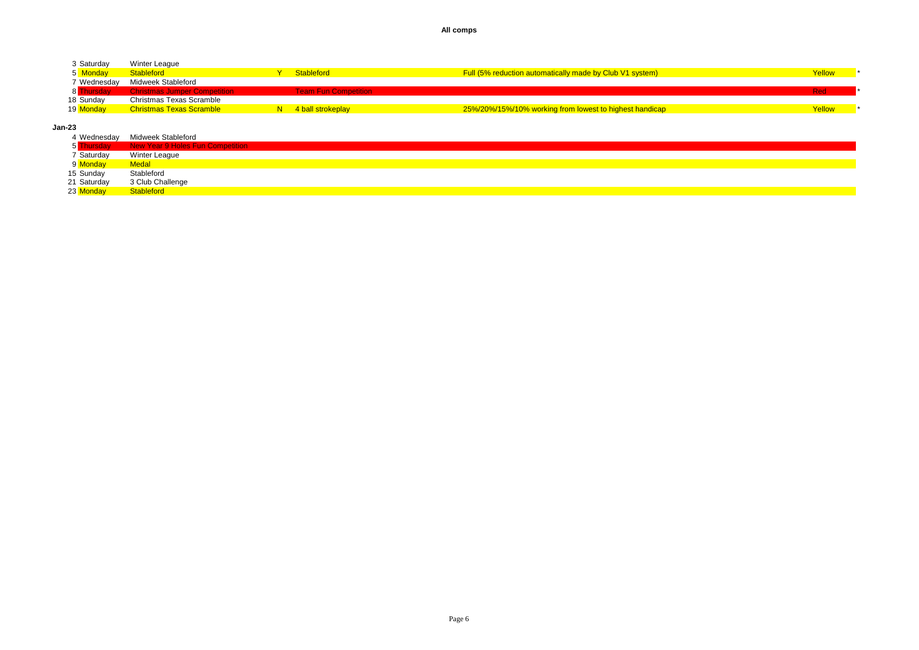**All comps**

| | | | | | | | |
|---|---|---|---|---|---|---|---|
| 3 | Saturday | Winter League | | | | | |
| 5 | Monday | Stableford | Y | Stableford | Full (5% reduction automatically made by Club V1 system) | Yellow | * |
| 7 | Wednesday | Midweek Stableford | | | | | |
| 8 | Thursday | Christmas Jumper Competition | | Team Fun Competition | | Red | * |
| 18 | Sunday | Christmas Texas Scramble | | | | | |
| 19 | Monday | Christmas Texas Scramble | N | 4 ball strokeplay | 25%/20%/15%/10% working from lowest to highest handicap | Yellow | * |

**Jan-23**

| | | | | | | | |
|---|---|---|---|---|---|---|---|
| 4 | Wednesday | Midweek Stableford | | | | | |
| 5 | Thursday | New Year 9 Holes Fun Competition | | | | | |
| 7 | Saturday | Winter League | | | | | |
| 9 | Monday | Medal | | | | | |
| 15 | Sunday | Stableford | | | | | |
| 21 | Saturday | 3 Club Challenge | | | | | |
| 23 | Monday | Stableford | | | | | |